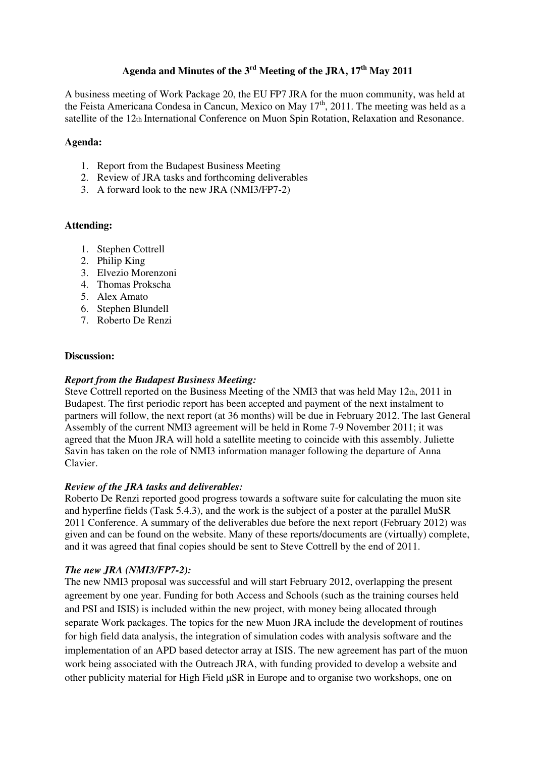# Agenda and Minutes of the 3rd Meeting of the JRA, 17th May 2011

A business meeting of Work Package 20, the EU FP7 JRA for the muon community, was held at the Feista Americana Condesa in Cancun, Mexico on May 17th, 2011. The meeting was held as a satellite of the 12th International Conference on Muon Spin Rotation, Relaxation and Resonance.

**Agenda:**

1. Report from the Budapest Business Meeting
2. Review of JRA tasks and forthcoming deliverables
3. A forward look to the new JRA (NMI3/FP7-2)

**Attending:**

1. Stephen Cottrell
2. Philip King
3. Elvezio Morenzoni
4. Thomas Prokscha
5. Alex Amato
6. Stephen Blundell
7. Roberto De Renzi

**Discussion:**

***Report from the Budapest Business Meeting:***
Steve Cottrell reported on the Business Meeting of the NMI3 that was held May 12th, 2011 in Budapest. The first periodic report has been accepted and payment of the next instalment to partners will follow, the next report (at 36 months) will be due in February 2012. The last General Assembly of the current NMI3 agreement will be held in Rome 7-9 November 2011; it was agreed that the Muon JRA will hold a satellite meeting to coincide with this assembly. Juliette Savin has taken on the role of NMI3 information manager following the departure of Anna Clavier.

***Review of the JRA tasks and deliverables:***
Roberto De Renzi reported good progress towards a software suite for calculating the muon site and hyperfine fields (Task 5.4.3), and the work is the subject of a poster at the parallel MuSR 2011 Conference. A summary of the deliverables due before the next report (February 2012) was given and can be found on the website. Many of these reports/documents are (virtually) complete, and it was agreed that final copies should be sent to Steve Cottrell by the end of 2011.

***The new JRA (NMI3/FP7-2):***
The new NMI3 proposal was successful and will start February 2012, overlapping the present agreement by one year. Funding for both Access and Schools (such as the training courses held and PSI and ISIS) is included within the new project, with money being allocated through separate Work packages. The topics for the new Muon JRA include the development of routines for high field data analysis, the integration of simulation codes with analysis software and the implementation of an APD based detector array at ISIS. The new agreement has part of the muon work being associated with the Outreach JRA, with funding provided to develop a website and other publicity material for High Field μSR in Europe and to organise two workshops, one on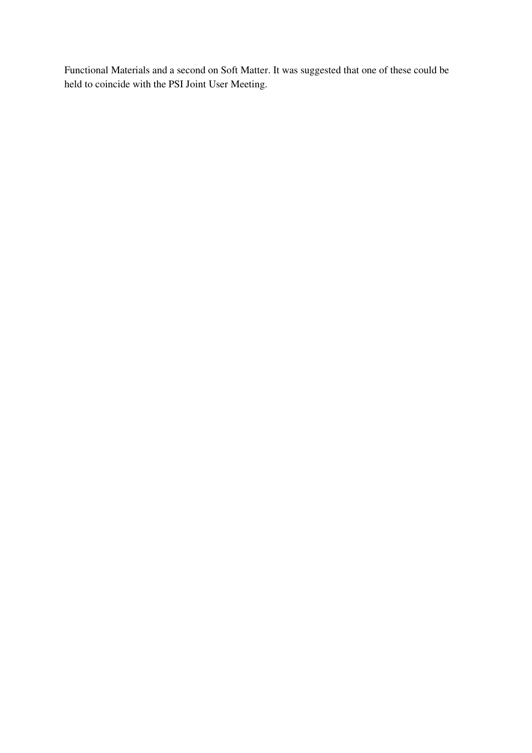Functional Materials and a second on Soft Matter. It was suggested that one of these could be held to coincide with the PSI Joint User Meeting.